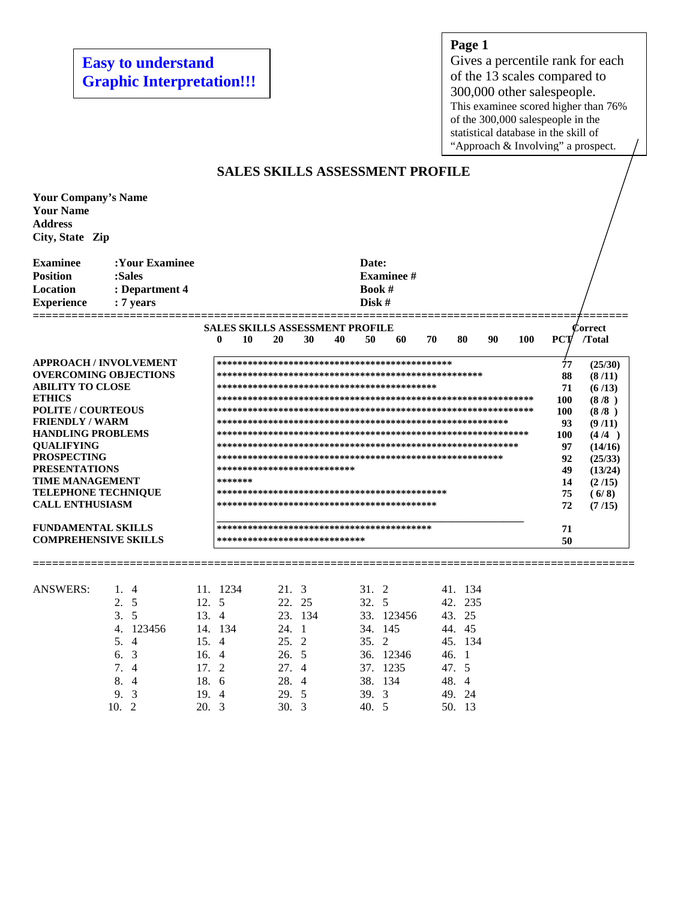**Easy to understand Graphic Interpretation!!!**

**Page 1**
Gives a percentile rank for each of the 13 scales compared to 300,000 other salespeople.
This examinee scored higher than 76% of the 300,000 salespeople in the statistical database in the skill of "Approach & Involving" a prospect.

## SALES SKILLS ASSESSMENT PROFILE

**Your Company's Name**
**Your Name**
**Address**
**City, State Zip**

| | | | |
|---|---|---|---|
| **Examinee** | **:Your Examinee** | **Date:** | |
| **Position** | **:Sales** | **Examinee #** | |
| **Location** | **: Department 4** | **Book #** | |
| **Experience** | **: 7 years** | **Disk #** | |

| SALES SKILLS ASSESSMENT PROFILE | 0 10 20 30 40 50 60 70 80 90 100 | PCT | Correct /Total |
|---|---|---|---|
| **APPROACH / INVOLVEMENT** | ********************************************** | 77 | (25/30) |
| **OVERCOMING OBJECTIONS** | ***************************************************** | 88 | (8 /11) |
| **ABILITY TO CLOSE** | ******************************************* | 71 | (6 /13) |
| **ETHICS** | ************************************************************** | 100 | (8 /8 ) |
| **POLITE / COURTEOUS** | ************************************************************** | 100 | (8 /8 ) |
| **FRIENDLY / WARM** | ********************************************************* | 93 | (9 /11) |
| **HANDLING PROBLEMS** | ************************************************************* | 100 | (4 /4 ) |
| **QUALIFYING** | *********************************************************** | 97 | (14/16) |
| **PROSPECTING** | ******************************************************** | 92 | (25/33) |
| **PRESENTATIONS** | *************************** | 49 | (13/24) |
| **TIME MANAGEMENT** | ******* | 14 | (2 /15) |
| **TELEPHONE TECHNIQUE** | ********************************************* | 75 | ( 6/ 8) |
| **CALL ENTHUSIASM** | ******************************************* | 72 | (7 /15) |
| **FUNDAMENTAL SKILLS** | ****************************************** | 71 | |
| **COMPREHENSIVE SKILLS** | ***************************** | 50 | |

| ANSWERS: | | | | | |
|---|---|---|---|---|---|
| | 1. 4 | 11. 1234 | 21. 3 | 31. 2 | 41. 134 |
| | 2. 5 | 12. 5 | 22. 25 | 32. 5 | 42. 235 |
| | 3. 5 | 13. 4 | 23. 134 | 33. 123456 | 43. 25 |
| | 4. 123456 | 14. 134 | 24. 1 | 34. 145 | 44. 45 |
| | 5. 4 | 15. 4 | 25. 2 | 35. 2 | 45. 134 |
| | 6. 3 | 16. 4 | 26. 5 | 36. 12346 | 46. 1 |
| | 7. 4 | 17. 2 | 27. 4 | 37. 1235 | 47. 5 |
| | 8. 4 | 18. 6 | 28. 4 | 38. 134 | 48. 4 |
| | 9. 3 | 19. 4 | 29. 5 | 39. 3 | 49. 24 |
| | 10. 2 | 20. 3 | 30. 3 | 40. 5 | 50. 13 |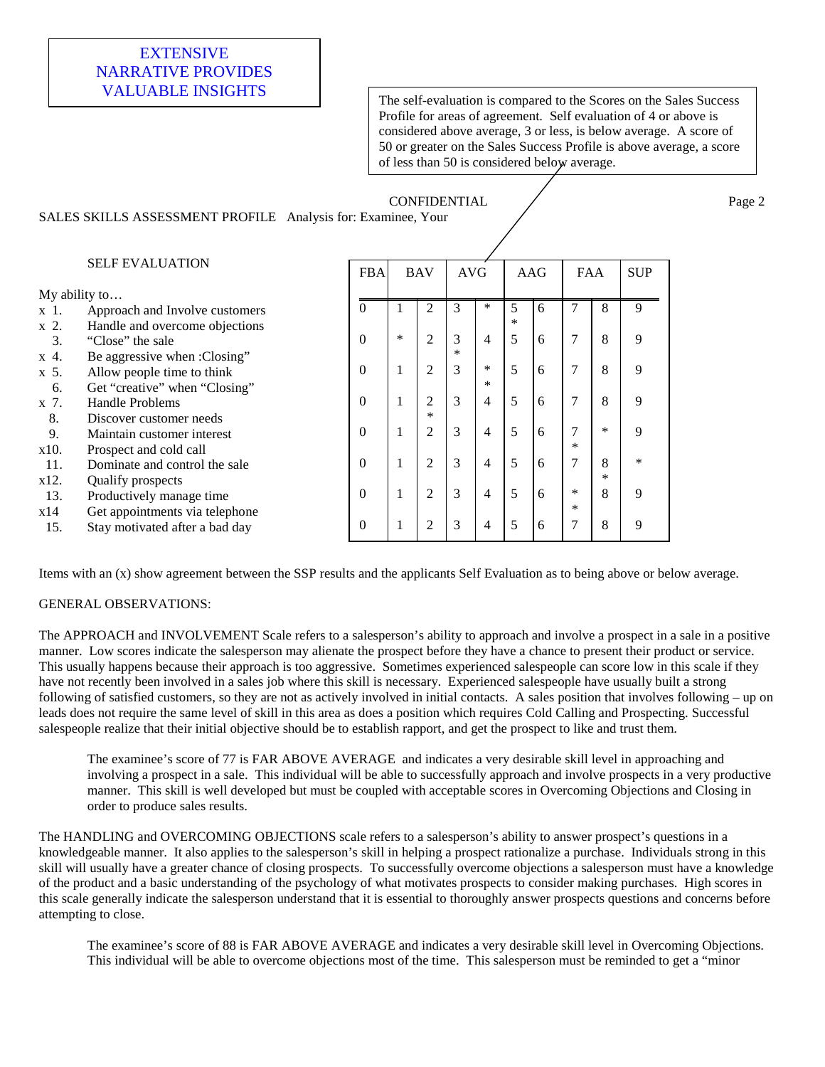EXTENSIVE NARRATIVE PROVIDES VALUABLE INSIGHTS

The self-evaluation is compared to the Scores on the Sales Success Profile for areas of agreement. Self evaluation of 4 or above is considered above average, 3 or less, is below average. A score of 50 or greater on the Sales Success Profile is above average, a score of less than 50 is considered below average.

CONFIDENTIAL

SALES SKILLS ASSESSMENT PROFILE Analysis for: Examinee, Your

SELF EVALUATION

My ability to…

- x 1. Approach and Involve customers
- x 2. Handle and overcome objections
- 3. "Close" the sale
- x 4. Be aggressive when :Closing"
- x 5. Allow people time to think
- 6. Get "creative" when "Closing"
- x 7. Handle Problems
- 8. Discover customer needs
- 9. Maintain customer interest
- x10. Prospect and cold call
- 11. Dominate and control the sale
- x12. Qualify prospects
- 13. Productively manage time
- x14 Get appointments via telephone
- 15. Stay motivated after a bad day

| FBA | BAV | | AVG | | AAG | | FAA | | SUP |
|---|---|---|---|---|---|---|---|---|---|
| 0 | 1 | 2 | 3 | * | 5 * | 6 | 7 | 8 | 9 |
| 0 | * | 2 | 3 * | 4 | 5 | 6 | 7 | 8 | 9 |
| 0 | 1 | 2 | 3 | * * | 5 | 6 | 7 | 8 | 9 |
| 0 | 1 | 2 * | 3 | 4 | 5 | 6 | 7 | 8 | 9 |
| 0 | 1 | 2 | 3 | 4 | 5 | 6 | 7 * | * | 9 |
| 0 | 1 | 2 | 3 | 4 | 5 | 6 | 7 | 8 * | * |
| 0 | 1 | 2 | 3 | 4 | 5 | 6 | * * | 8 | 9 |
| 0 | 1 | 2 | 3 | 4 | 5 | 6 | 7 | 8 | 9 |

Items with an (x) show agreement between the SSP results and the applicants Self Evaluation as to being above or below average.

GENERAL OBSERVATIONS:

The APPROACH and INVOLVEMENT Scale refers to a salesperson's ability to approach and involve a prospect in a sale in a positive manner. Low scores indicate the salesperson may alienate the prospect before they have a chance to present their product or service. This usually happens because their approach is too aggressive. Sometimes experienced salespeople can score low in this scale if they have not recently been involved in a sales job where this skill is necessary. Experienced salespeople have usually built a strong following of satisfied customers, so they are not as actively involved in initial contacts. A sales position that involves following – up on leads does not require the same level of skill in this area as does a position which requires Cold Calling and Prospecting. Successful salespeople realize that their initial objective should be to establish rapport, and get the prospect to like and trust them.

> The examinee's score of 77 is FAR ABOVE AVERAGE and indicates a very desirable skill level in approaching and involving a prospect in a sale. This individual will be able to successfully approach and involve prospects in a very productive manner. This skill is well developed but must be coupled with acceptable scores in Overcoming Objections and Closing in order to produce sales results.

The HANDLING and OVERCOMING OBJECTIONS scale refers to a salesperson's ability to answer prospect's questions in a knowledgeable manner. It also applies to the salesperson's skill in helping a prospect rationalize a purchase. Individuals strong in this skill will usually have a greater chance of closing prospects. To successfully overcome objections a salesperson must have a knowledge of the product and a basic understanding of the psychology of what motivates prospects to consider making purchases. High scores in this scale generally indicate the salesperson understand that it is essential to thoroughly answer prospects questions and concerns before attempting to close.

> The examinee's score of 88 is FAR ABOVE AVERAGE and indicates a very desirable skill level in Overcoming Objections. This individual will be able to overcome objections most of the time. This salesperson must be reminded to get a "minor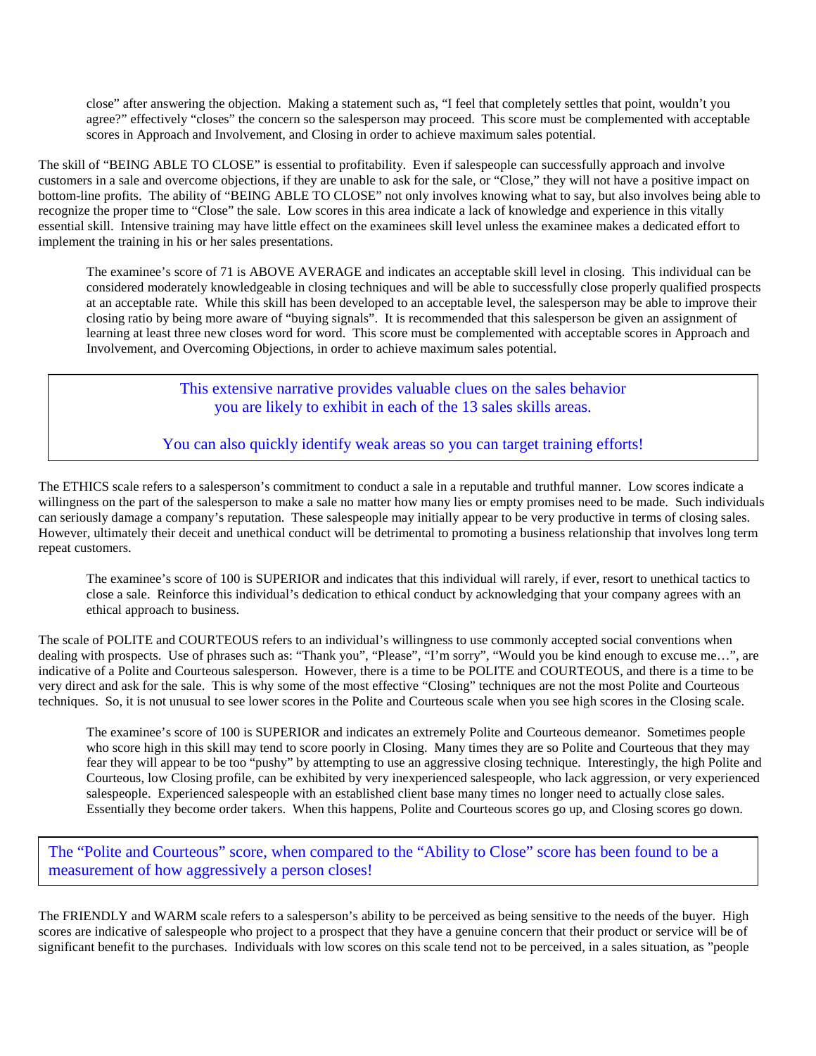close" after answering the objection. Making a statement such as, "I feel that completely settles that point, wouldn't you agree?" effectively "closes" the concern so the salesperson may proceed. This score must be complemented with acceptable scores in Approach and Involvement, and Closing in order to achieve maximum sales potential.

The skill of "BEING ABLE TO CLOSE" is essential to profitability. Even if salespeople can successfully approach and involve customers in a sale and overcome objections, if they are unable to ask for the sale, or "Close," they will not have a positive impact on bottom-line profits. The ability of "BEING ABLE TO CLOSE" not only involves knowing what to say, but also involves being able to recognize the proper time to "Close" the sale. Low scores in this area indicate a lack of knowledge and experience in this vitally essential skill. Intensive training may have little effect on the examinees skill level unless the examinee makes a dedicated effort to implement the training in his or her sales presentations.

> The examinee's score of 71 is ABOVE AVERAGE and indicates an acceptable skill level in closing. This individual can be considered moderately knowledgeable in closing techniques and will be able to successfully close properly qualified prospects at an acceptable rate. While this skill has been developed to an acceptable level, the salesperson may be able to improve their closing ratio by being more aware of "buying signals". It is recommended that this salesperson be given an assignment of learning at least three new closes word for word. This score must be complemented with acceptable scores in Approach and Involvement, and Overcoming Objections, in order to achieve maximum sales potential.

> This extensive narrative provides valuable clues on the sales behavior you are likely to exhibit in each of the 13 sales skills areas.
>
> You can also quickly identify weak areas so you can target training efforts!

The ETHICS scale refers to a salesperson's commitment to conduct a sale in a reputable and truthful manner. Low scores indicate a willingness on the part of the salesperson to make a sale no matter how many lies or empty promises need to be made. Such individuals can seriously damage a company's reputation. These salespeople may initially appear to be very productive in terms of closing sales. However, ultimately their deceit and unethical conduct will be detrimental to promoting a business relationship that involves long term repeat customers.

> The examinee's score of 100 is SUPERIOR and indicates that this individual will rarely, if ever, resort to unethical tactics to close a sale. Reinforce this individual's dedication to ethical conduct by acknowledging that your company agrees with an ethical approach to business.

The scale of POLITE and COURTEOUS refers to an individual's willingness to use commonly accepted social conventions when dealing with prospects. Use of phrases such as: "Thank you", "Please", "I'm sorry", "Would you be kind enough to excuse me…", are indicative of a Polite and Courteous salesperson. However, there is a time to be POLITE and COURTEOUS, and there is a time to be very direct and ask for the sale. This is why some of the most effective "Closing" techniques are not the most Polite and Courteous techniques. So, it is not unusual to see lower scores in the Polite and Courteous scale when you see high scores in the Closing scale.

> The examinee's score of 100 is SUPERIOR and indicates an extremely Polite and Courteous demeanor. Sometimes people who score high in this skill may tend to score poorly in Closing. Many times they are so Polite and Courteous that they may fear they will appear to be too "pushy" by attempting to use an aggressive closing technique. Interestingly, the high Polite and Courteous, low Closing profile, can be exhibited by very inexperienced salespeople, who lack aggression, or very experienced salespeople. Experienced salespeople with an established client base many times no longer need to actually close sales. Essentially they become order takers. When this happens, Polite and Courteous scores go up, and Closing scores go down.

> The "Polite and Courteous" score, when compared to the "Ability to Close" score has been found to be a measurement of how aggressively a person closes!

The FRIENDLY and WARM scale refers to a salesperson's ability to be perceived as being sensitive to the needs of the buyer. High scores are indicative of salespeople who project to a prospect that they have a genuine concern that their product or service will be of significant benefit to the purchases. Individuals with low scores on this scale tend not to be perceived, in a sales situation, as "people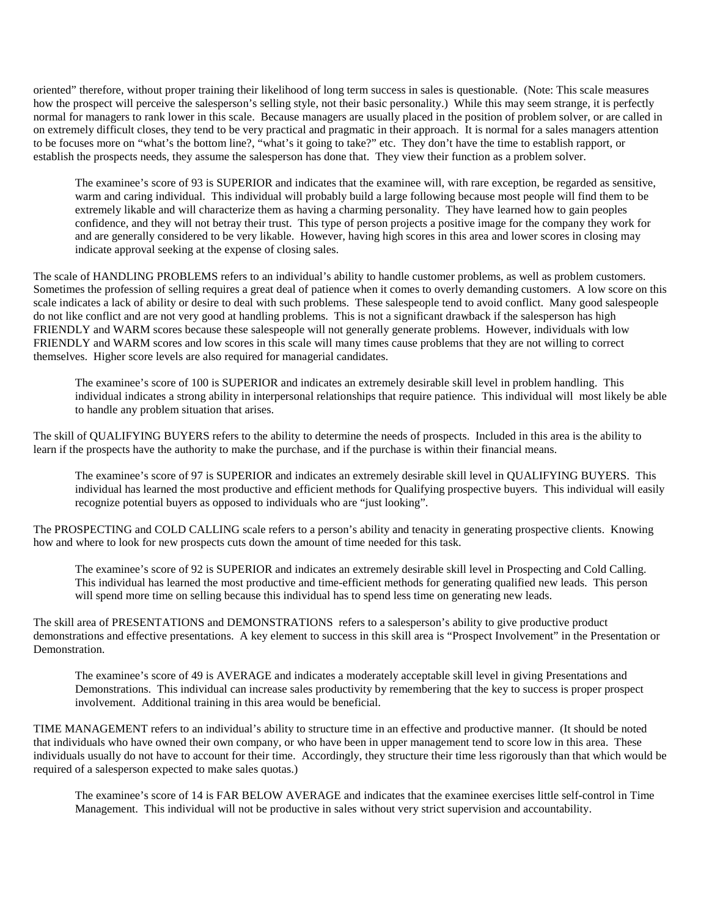oriented" therefore, without proper training their likelihood of long term success in sales is questionable. (Note: This scale measures how the prospect will perceive the salesperson's selling style, not their basic personality.) While this may seem strange, it is perfectly normal for managers to rank lower in this scale. Because managers are usually placed in the position of problem solver, or are called in on extremely difficult closes, they tend to be very practical and pragmatic in their approach. It is normal for a sales managers attention to be focuses more on "what's the bottom line?, "what's it going to take?" etc. They don't have the time to establish rapport, or establish the prospects needs, they assume the salesperson has done that. They view their function as a problem solver.

> The examinee's score of 93 is SUPERIOR and indicates that the examinee will, with rare exception, be regarded as sensitive, warm and caring individual. This individual will probably build a large following because most people will find them to be extremely likable and will characterize them as having a charming personality. They have learned how to gain peoples confidence, and they will not betray their trust. This type of person projects a positive image for the company they work for and are generally considered to be very likable. However, having high scores in this area and lower scores in closing may indicate approval seeking at the expense of closing sales.

The scale of HANDLING PROBLEMS refers to an individual's ability to handle customer problems, as well as problem customers. Sometimes the profession of selling requires a great deal of patience when it comes to overly demanding customers. A low score on this scale indicates a lack of ability or desire to deal with such problems. These salespeople tend to avoid conflict. Many good salespeople do not like conflict and are not very good at handling problems. This is not a significant drawback if the salesperson has high FRIENDLY and WARM scores because these salespeople will not generally generate problems. However, individuals with low FRIENDLY and WARM scores and low scores in this scale will many times cause problems that they are not willing to correct themselves. Higher score levels are also required for managerial candidates.

> The examinee's score of 100 is SUPERIOR and indicates an extremely desirable skill level in problem handling. This individual indicates a strong ability in interpersonal relationships that require patience. This individual will most likely be able to handle any problem situation that arises.

The skill of QUALIFYING BUYERS refers to the ability to determine the needs of prospects. Included in this area is the ability to learn if the prospects have the authority to make the purchase, and if the purchase is within their financial means.

> The examinee's score of 97 is SUPERIOR and indicates an extremely desirable skill level in QUALIFYING BUYERS. This individual has learned the most productive and efficient methods for Qualifying prospective buyers. This individual will easily recognize potential buyers as opposed to individuals who are "just looking".

The PROSPECTING and COLD CALLING scale refers to a person's ability and tenacity in generating prospective clients. Knowing how and where to look for new prospects cuts down the amount of time needed for this task.

> The examinee's score of 92 is SUPERIOR and indicates an extremely desirable skill level in Prospecting and Cold Calling. This individual has learned the most productive and time-efficient methods for generating qualified new leads. This person will spend more time on selling because this individual has to spend less time on generating new leads.

The skill area of PRESENTATIONS and DEMONSTRATIONS refers to a salesperson's ability to give productive product demonstrations and effective presentations. A key element to success in this skill area is "Prospect Involvement" in the Presentation or Demonstration.

> The examinee's score of 49 is AVERAGE and indicates a moderately acceptable skill level in giving Presentations and Demonstrations. This individual can increase sales productivity by remembering that the key to success is proper prospect involvement. Additional training in this area would be beneficial.

TIME MANAGEMENT refers to an individual's ability to structure time in an effective and productive manner. (It should be noted that individuals who have owned their own company, or who have been in upper management tend to score low in this area. These individuals usually do not have to account for their time. Accordingly, they structure their time less rigorously than that which would be required of a salesperson expected to make sales quotas.)

> The examinee's score of 14 is FAR BELOW AVERAGE and indicates that the examinee exercises little self-control in Time Management. This individual will not be productive in sales without very strict supervision and accountability.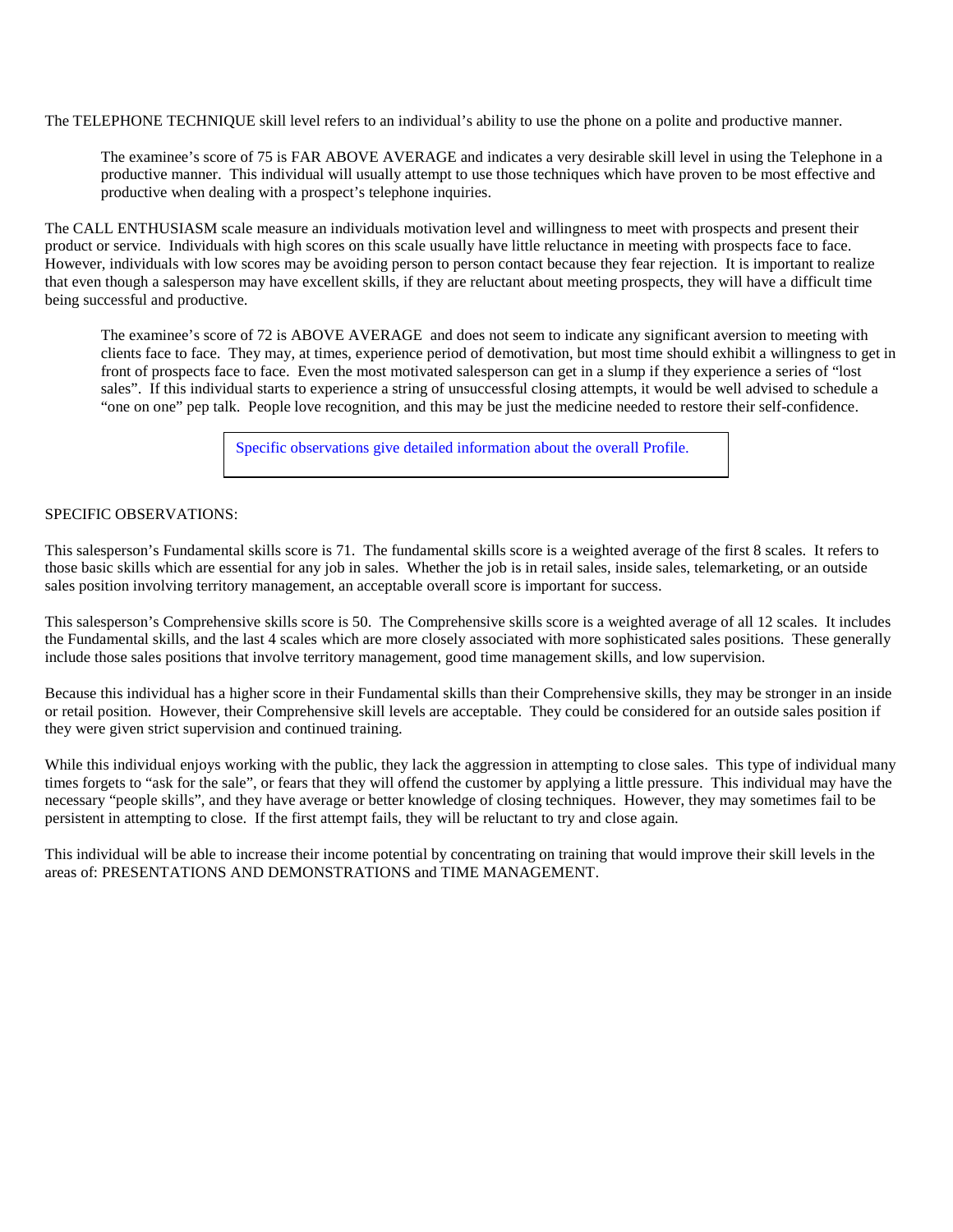The TELEPHONE TECHNIQUE skill level refers to an individual's ability to use the phone on a polite and productive manner.

> The examinee's score of 75 is FAR ABOVE AVERAGE and indicates a very desirable skill level in using the Telephone in a productive manner. This individual will usually attempt to use those techniques which have proven to be most effective and productive when dealing with a prospect's telephone inquiries.

The CALL ENTHUSIASM scale measure an individuals motivation level and willingness to meet with prospects and present their product or service. Individuals with high scores on this scale usually have little reluctance in meeting with prospects face to face. However, individuals with low scores may be avoiding person to person contact because they fear rejection. It is important to realize that even though a salesperson may have excellent skills, if they are reluctant about meeting prospects, they will have a difficult time being successful and productive.

> The examinee's score of 72 is ABOVE AVERAGE and does not seem to indicate any significant aversion to meeting with clients face to face. They may, at times, experience period of demotivation, but most time should exhibit a willingness to get in front of prospects face to face. Even the most motivated salesperson can get in a slump if they experience a series of "lost sales". If this individual starts to experience a string of unsuccessful closing attempts, it would be well advised to schedule a "one on one" pep talk. People love recognition, and this may be just the medicine needed to restore their self-confidence.

Specific observations give detailed information about the overall Profile.

SPECIFIC OBSERVATIONS:

This salesperson's Fundamental skills score is 71. The fundamental skills score is a weighted average of the first 8 scales. It refers to those basic skills which are essential for any job in sales. Whether the job is in retail sales, inside sales, telemarketing, or an outside sales position involving territory management, an acceptable overall score is important for success.

This salesperson's Comprehensive skills score is 50. The Comprehensive skills score is a weighted average of all 12 scales. It includes the Fundamental skills, and the last 4 scales which are more closely associated with more sophisticated sales positions. These generally include those sales positions that involve territory management, good time management skills, and low supervision.

Because this individual has a higher score in their Fundamental skills than their Comprehensive skills, they may be stronger in an inside or retail position. However, their Comprehensive skill levels are acceptable. They could be considered for an outside sales position if they were given strict supervision and continued training.

While this individual enjoys working with the public, they lack the aggression in attempting to close sales. This type of individual many times forgets to "ask for the sale", or fears that they will offend the customer by applying a little pressure. This individual may have the necessary "people skills", and they have average or better knowledge of closing techniques. However, they may sometimes fail to be persistent in attempting to close. If the first attempt fails, they will be reluctant to try and close again.

This individual will be able to increase their income potential by concentrating on training that would improve their skill levels in the areas of: PRESENTATIONS AND DEMONSTRATIONS and TIME MANAGEMENT.